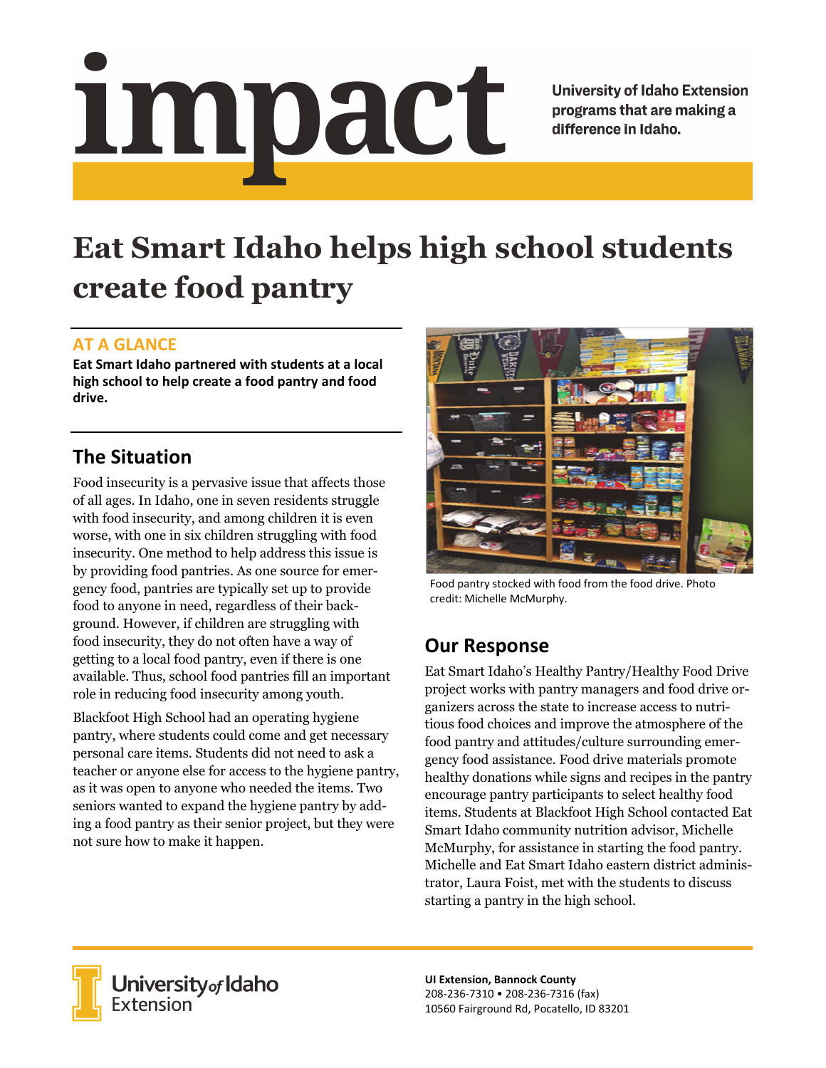# impact

University of Idaho Extension programs that are making a difference in Idaho.

# Eat Smart Idaho helps high school students create food pantry

## AT A GLANCE

**Eat Smart Idaho partnered with students at a local high school to help create a food pantry and food drive.**

## The Situation

Food insecurity is a pervasive issue that affects those of all ages. In Idaho, one in seven residents struggle with food insecurity, and among children it is even worse, with one in six children struggling with food insecurity. One method to help address this issue is by providing food pantries. As one source for emergency food, pantries are typically set up to provide food to anyone in need, regardless of their background. However, if children are struggling with food insecurity, they do not often have a way of getting to a local food pantry, even if there is one available. Thus, school food pantries fill an important role in reducing food insecurity among youth.

Blackfoot High School had an operating hygiene pantry, where students could come and get necessary personal care items. Students did not need to ask a teacher or anyone else for access to the hygiene pantry, as it was open to anyone who needed the items. Two seniors wanted to expand the hygiene pantry by adding a food pantry as their senior project, but they were not sure how to make it happen.

Food pantry stocked with food from the food drive. Photo credit: Michelle McMurphy.

## Our Response

Eat Smart Idaho's Healthy Pantry/Healthy Food Drive project works with pantry managers and food drive organizers across the state to increase access to nutritious food choices and improve the atmosphere of the food pantry and attitudes/culture surrounding emergency food assistance. Food drive materials promote healthy donations while signs and recipes in the pantry encourage pantry participants to select healthy food items. Students at Blackfoot High School contacted Eat Smart Idaho community nutrition advisor, Michelle McMurphy, for assistance in starting the food pantry. Michelle and Eat Smart Idaho eastern district administrator, Laura Foist, met with the students to discuss starting a pantry in the high school.

University of Idaho Extension

**UI Extension, Bannock County**
208-236-7310 • 208-236-7316 (fax)
10560 Fairground Rd, Pocatello, ID 83201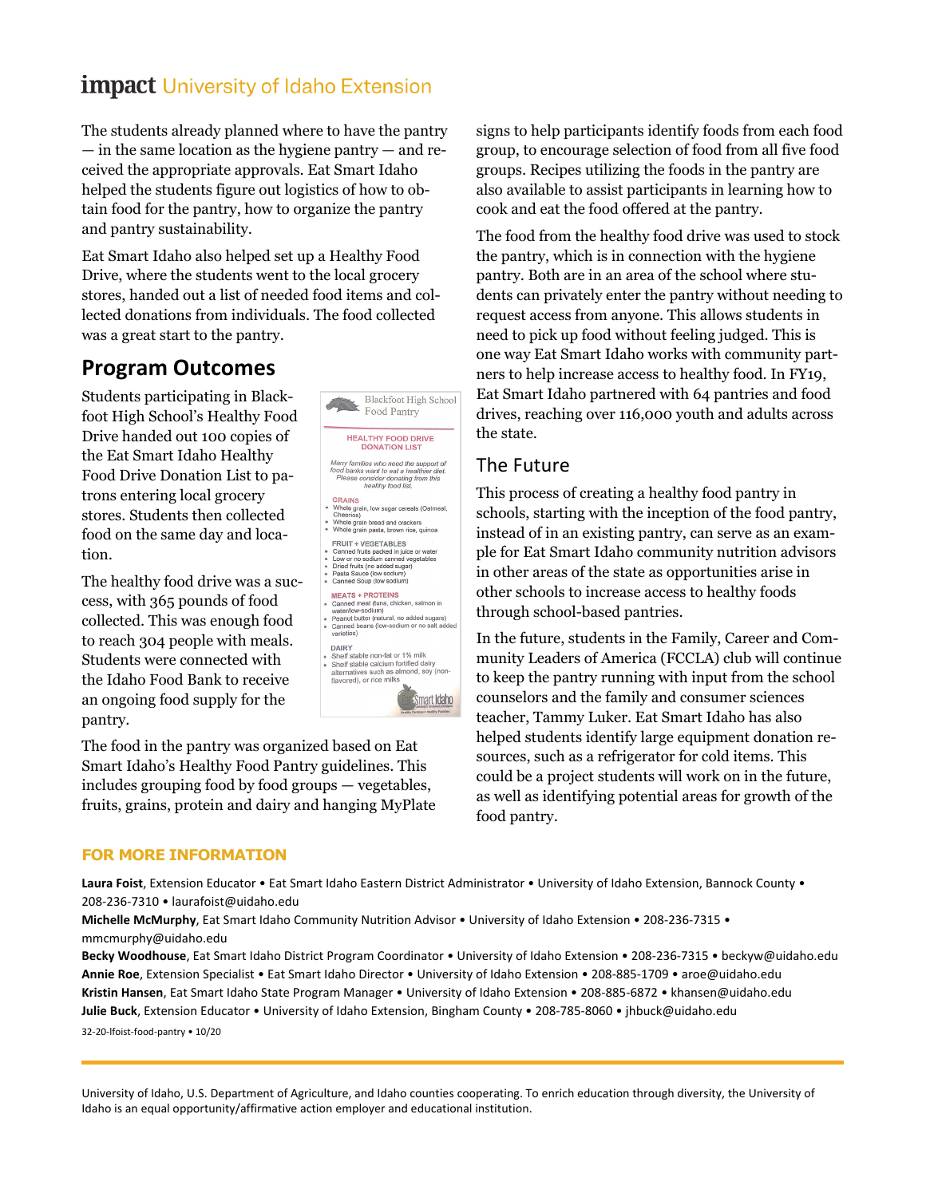The students already planned where to have the pantry — in the same location as the hygiene pantry — and received the appropriate approvals. Eat Smart Idaho helped the students figure out logistics of how to obtain food for the pantry, how to organize the pantry and pantry sustainability.

Eat Smart Idaho also helped set up a Healthy Food Drive, where the students went to the local grocery stores, handed out a list of needed food items and collected donations from individuals. The food collected was a great start to the pantry.

## Program Outcomes

Students participating in Blackfoot High School's Healthy Food Drive handed out 100 copies of the Eat Smart Idaho Healthy Food Drive Donation List to patrons entering local grocery stores. Students then collected food on the same day and location.

Blackfoot High School Food Pantry

HEALTHY FOOD DRIVE DONATION LIST

*Many families who need the support of food banks want to eat a healthier diet. Please consider donating from this healthy food list.*

GRAINS
- Whole grain, low sugar cereals (Oatmeal, Cheerios)
- Whole grain bread and crackers
- Whole grain pasta, brown rice, quinoa

FRUIT + VEGETABLES
- Canned fruits packed in juice or water
- Low or no sodium canned vegetables
- Dried fruits (no added sugar)
- Pasta Sauce (low sodium)
- Canned Soup (low sodium)

MEATS + PROTEINS
- Canned meat (tuna, chicken, salmon in water/low-sodium)
- Peanut butter (natural, no added sugars)
- Canned beans (low-sodium or no salt added varieties)

DAIRY
- Shelf stable non-fat or 1% milk
- Shelf stable calcium fortified dairy alternatives such as almond, soy (non-flavored), or rice milks

Eat Smart Idaho

The healthy food drive was a success, with 365 pounds of food collected. This was enough food to reach 304 people with meals. Students were connected with the Idaho Food Bank to receive an ongoing food supply for the pantry.

The food in the pantry was organized based on Eat Smart Idaho's Healthy Food Pantry guidelines. This includes grouping food by food groups — vegetables, fruits, grains, protein and dairy and hanging MyPlate signs to help participants identify foods from each food group, to encourage selection of food from all five food groups. Recipes utilizing the foods in the pantry are also available to assist participants in learning how to cook and eat the food offered at the pantry.

The food from the healthy food drive was used to stock the pantry, which is in connection with the hygiene pantry. Both are in an area of the school where students can privately enter the pantry without needing to request access from anyone. This allows students in need to pick up food without feeling judged. This is one way Eat Smart Idaho works with community partners to help increase access to healthy food. In FY19, Eat Smart Idaho partnered with 64 pantries and food drives, reaching over 116,000 youth and adults across the state.

## The Future

This process of creating a healthy food pantry in schools, starting with the inception of the food pantry, instead of in an existing pantry, can serve as an example for Eat Smart Idaho community nutrition advisors in other areas of the state as opportunities arise in other schools to increase access to healthy foods through school-based pantries.

In the future, students in the Family, Career and Community Leaders of America (FCCLA) club will continue to keep the pantry running with input from the school counselors and the family and consumer sciences teacher, Tammy Luker. Eat Smart Idaho has also helped students identify large equipment donation resources, such as a refrigerator for cold items. This could be a project students will work on in the future, as well as identifying potential areas for growth of the food pantry.

### FOR MORE INFORMATION

**Laura Foist**, Extension Educator • Eat Smart Idaho Eastern District Administrator • University of Idaho Extension, Bannock County • 208-236-7310 • laurafoist@uidaho.edu

**Michelle McMurphy**, Eat Smart Idaho Community Nutrition Advisor • University of Idaho Extension • 208-236-7315 • mmcmurphy@uidaho.edu

**Becky Woodhouse**, Eat Smart Idaho District Program Coordinator • University of Idaho Extension • 208-236-7315 • beckyw@uidaho.edu

**Annie Roe**, Extension Specialist • Eat Smart Idaho Director • University of Idaho Extension • 208-885-1709 • aroe@uidaho.edu

**Kristin Hansen**, Eat Smart Idaho State Program Manager • University of Idaho Extension • 208-885-6872 • khansen@uidaho.edu

**Julie Buck**, Extension Educator • University of Idaho Extension, Bingham County • 208-785-8060 • jhbuck@uidaho.edu

32-20-lfoist-food-pantry • 10/20

University of Idaho, U.S. Department of Agriculture, and Idaho counties cooperating. To enrich education through diversity, the University of Idaho is an equal opportunity/affirmative action employer and educational institution.